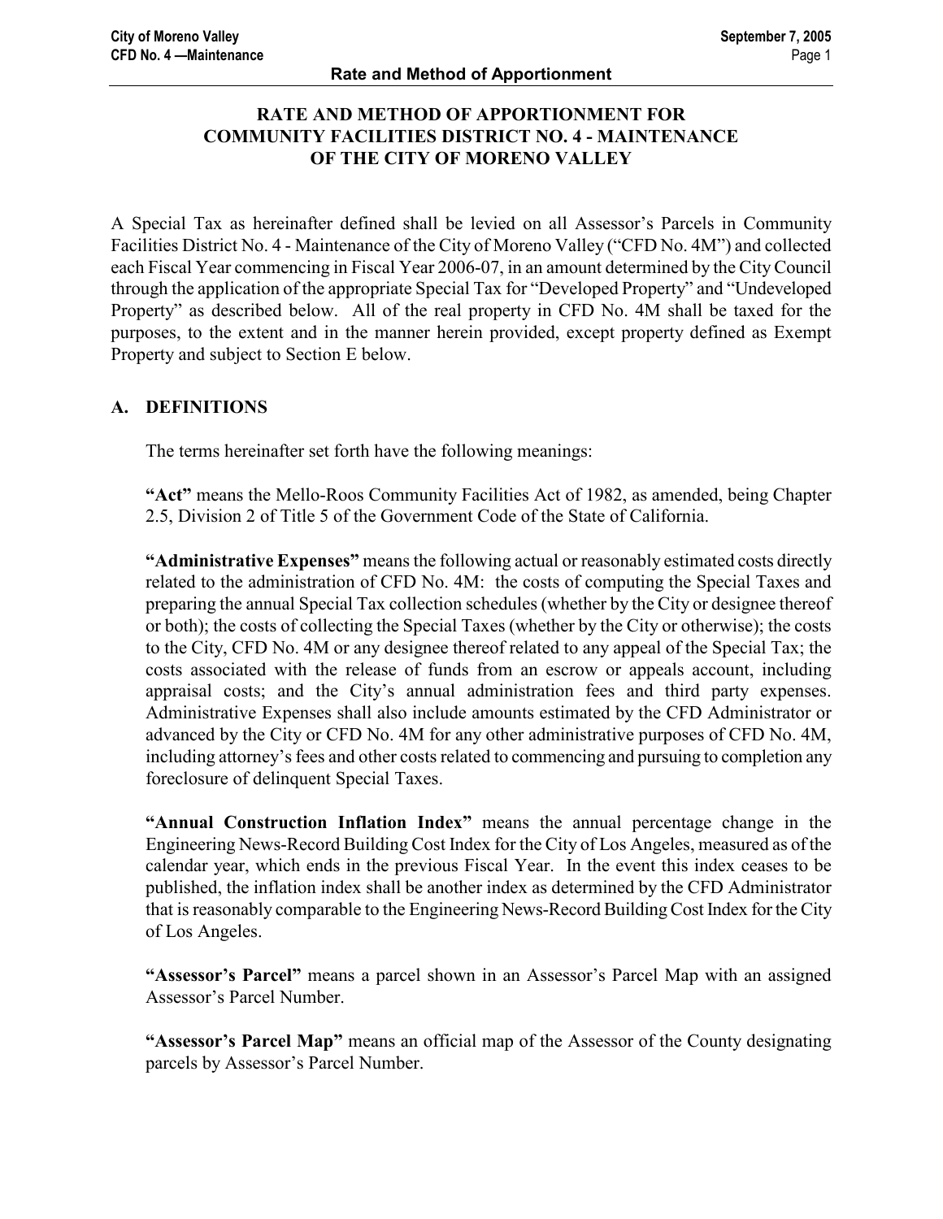# RATE AND METHOD OF APPORTIONMENT FOR COMMUNITY FACILITIES DISTRICT NO. 4 - MAINTENANCE OF THE CITY OF MORENO VALLEY

A Special Tax as hereinafter defined shall be levied on all Assessor's Parcels in Community Facilities District No. 4 - Maintenance of the City of Moreno Valley ("CFD No. 4M") and collected each Fiscal Year commencing in Fiscal Year 2006-07, in an amount determined by the City Council through the application of the appropriate Special Tax for "Developed Property" and "Undeveloped Property" as described below. All of the real property in CFD No. 4M shall be taxed for the purposes, to the extent and in the manner herein provided, except property defined as Exempt Property and subject to Section E below.

## A. DEFINITIONS

The terms hereinafter set forth have the following meanings:

**"Act"** means the Mello-Roos Community Facilities Act of 1982, as amended, being Chapter 2.5, Division 2 of Title 5 of the Government Code of the State of California.

**"Administrative Expenses"** means the following actual or reasonably estimated costs directly related to the administration of CFD No. 4M: the costs of computing the Special Taxes and preparing the annual Special Tax collection schedules (whether by the City or designee thereof or both); the costs of collecting the Special Taxes (whether by the City or otherwise); the costs to the City, CFD No. 4M or any designee thereof related to any appeal of the Special Tax; the costs associated with the release of funds from an escrow or appeals account, including appraisal costs; and the City's annual administration fees and third party expenses. Administrative Expenses shall also include amounts estimated by the CFD Administrator or advanced by the City or CFD No. 4M for any other administrative purposes of CFD No. 4M, including attorney's fees and other costs related to commencing and pursuing to completion any foreclosure of delinquent Special Taxes.

**"Annual Construction Inflation Index"** means the annual percentage change in the Engineering News-Record Building Cost Index for the City of Los Angeles, measured as of the calendar year, which ends in the previous Fiscal Year. In the event this index ceases to be published, the inflation index shall be another index as determined by the CFD Administrator that is reasonably comparable to the Engineering News-Record Building Cost Index for the City of Los Angeles.

**"Assessor's Parcel"** means a parcel shown in an Assessor's Parcel Map with an assigned Assessor's Parcel Number.

**"Assessor's Parcel Map"** means an official map of the Assessor of the County designating parcels by Assessor's Parcel Number.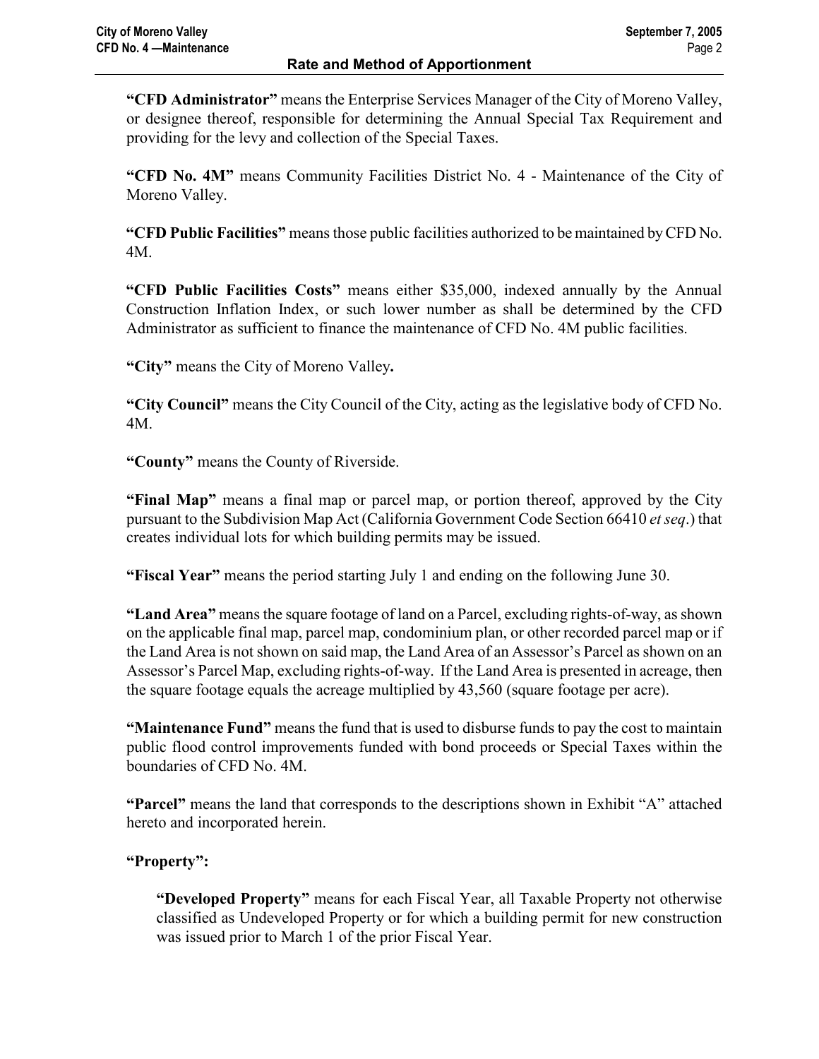**"CFD Administrator"** means the Enterprise Services Manager of the City of Moreno Valley, or designee thereof, responsible for determining the Annual Special Tax Requirement and providing for the levy and collection of the Special Taxes.

**"CFD No. 4M"** means Community Facilities District No. 4 - Maintenance of the City of Moreno Valley.

**"CFD Public Facilities"** means those public facilities authorized to be maintained by CFD No. 4M.

**"CFD Public Facilities Costs"** means either $35,000, indexed annually by the Annual Construction Inflation Index, or such lower number as shall be determined by the CFD Administrator as sufficient to finance the maintenance of CFD No. 4M public facilities.

**"City"** means the City of Moreno Valley**.**

**"City Council"** means the City Council of the City, acting as the legislative body of CFD No. 4M.

**"County"** means the County of Riverside.

**"Final Map"** means a final map or parcel map, or portion thereof, approved by the City pursuant to the Subdivision Map Act (California Government Code Section 66410 *et seq*.) that creates individual lots for which building permits may be issued.

**"Fiscal Year"** means the period starting July 1 and ending on the following June 30.

**"Land Area"** means the square footage of land on a Parcel, excluding rights-of-way, as shown on the applicable final map, parcel map, condominium plan, or other recorded parcel map or if the Land Area is not shown on said map, the Land Area of an Assessor's Parcel as shown on an Assessor's Parcel Map, excluding rights-of-way. If the Land Area is presented in acreage, then the square footage equals the acreage multiplied by 43,560 (square footage per acre).

**"Maintenance Fund"** means the fund that is used to disburse funds to pay the cost to maintain public flood control improvements funded with bond proceeds or Special Taxes within the boundaries of CFD No. 4M.

**"Parcel"** means the land that corresponds to the descriptions shown in Exhibit "A" attached hereto and incorporated herein.

**"Property":**

> **"Developed Property"** means for each Fiscal Year, all Taxable Property not otherwise classified as Undeveloped Property or for which a building permit for new construction was issued prior to March 1 of the prior Fiscal Year.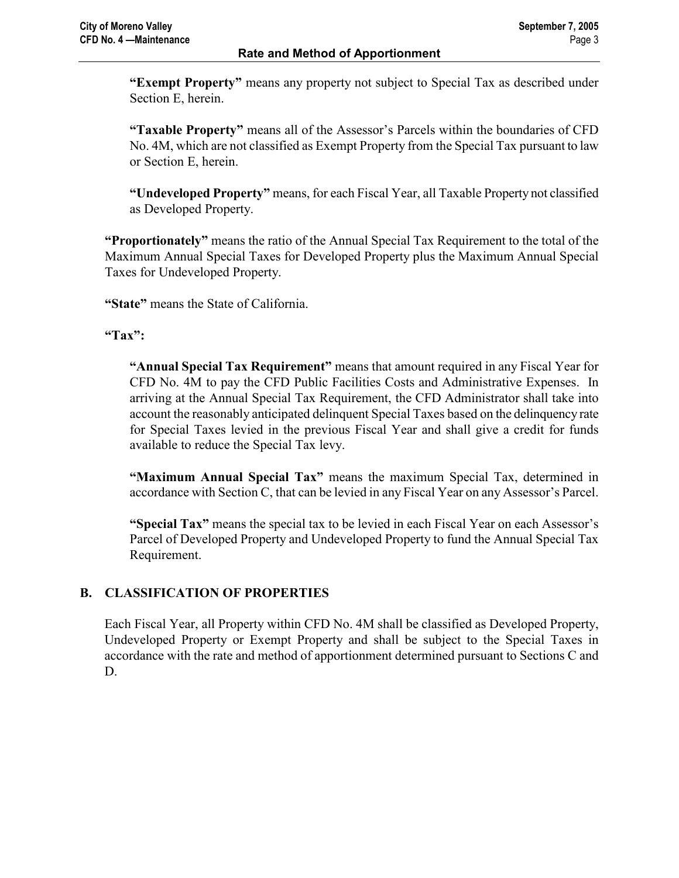**"Exempt Property"** means any property not subject to Special Tax as described under Section E, herein.

**"Taxable Property"** means all of the Assessor's Parcels within the boundaries of CFD No. 4M, which are not classified as Exempt Property from the Special Tax pursuant to law or Section E, herein.

**"Undeveloped Property"** means, for each Fiscal Year, all Taxable Property not classified as Developed Property.

**"Proportionately"** means the ratio of the Annual Special Tax Requirement to the total of the Maximum Annual Special Taxes for Developed Property plus the Maximum Annual Special Taxes for Undeveloped Property.

**"State"** means the State of California.

**"Tax":**

**"Annual Special Tax Requirement"** means that amount required in any Fiscal Year for CFD No. 4M to pay the CFD Public Facilities Costs and Administrative Expenses. In arriving at the Annual Special Tax Requirement, the CFD Administrator shall take into account the reasonably anticipated delinquent Special Taxes based on the delinquency rate for Special Taxes levied in the previous Fiscal Year and shall give a credit for funds available to reduce the Special Tax levy.

**"Maximum Annual Special Tax"** means the maximum Special Tax, determined in accordance with Section C, that can be levied in any Fiscal Year on any Assessor's Parcel.

**"Special Tax"** means the special tax to be levied in each Fiscal Year on each Assessor's Parcel of Developed Property and Undeveloped Property to fund the Annual Special Tax Requirement.

## B. CLASSIFICATION OF PROPERTIES

Each Fiscal Year, all Property within CFD No. 4M shall be classified as Developed Property, Undeveloped Property or Exempt Property and shall be subject to the Special Taxes in accordance with the rate and method of apportionment determined pursuant to Sections C and D.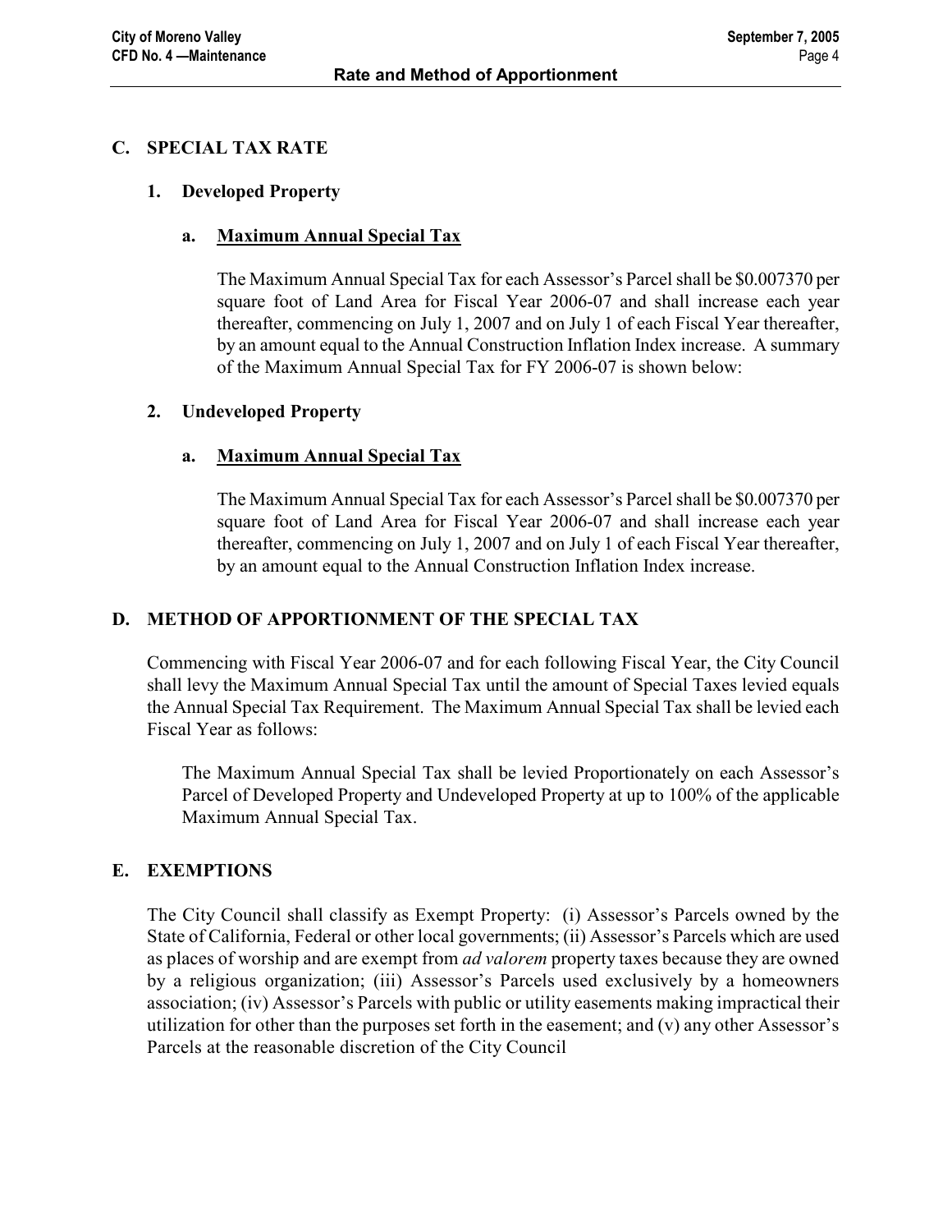## C. SPECIAL TAX RATE

### 1. Developed Property

#### a. Maximum Annual Special Tax

The Maximum Annual Special Tax for each Assessor's Parcel shall be $0.007370 per square foot of Land Area for Fiscal Year 2006-07 and shall increase each year thereafter, commencing on July 1, 2007 and on July 1 of each Fiscal Year thereafter, by an amount equal to the Annual Construction Inflation Index increase. A summary of the Maximum Annual Special Tax for FY 2006-07 is shown below:

### 2. Undeveloped Property

#### a. Maximum Annual Special Tax

The Maximum Annual Special Tax for each Assessor's Parcel shall be $0.007370 per square foot of Land Area for Fiscal Year 2006-07 and shall increase each year thereafter, commencing on July 1, 2007 and on July 1 of each Fiscal Year thereafter, by an amount equal to the Annual Construction Inflation Index increase.

## D. METHOD OF APPORTIONMENT OF THE SPECIAL TAX

Commencing with Fiscal Year 2006-07 and for each following Fiscal Year, the City Council shall levy the Maximum Annual Special Tax until the amount of Special Taxes levied equals the Annual Special Tax Requirement. The Maximum Annual Special Tax shall be levied each Fiscal Year as follows:

The Maximum Annual Special Tax shall be levied Proportionately on each Assessor's Parcel of Developed Property and Undeveloped Property at up to 100% of the applicable Maximum Annual Special Tax.

## E. EXEMPTIONS

The City Council shall classify as Exempt Property: (i) Assessor's Parcels owned by the State of California, Federal or other local governments; (ii) Assessor's Parcels which are used as places of worship and are exempt from *ad valorem* property taxes because they are owned by a religious organization; (iii) Assessor's Parcels used exclusively by a homeowners association; (iv) Assessor's Parcels with public or utility easements making impractical their utilization for other than the purposes set forth in the easement; and (v) any other Assessor's Parcels at the reasonable discretion of the City Council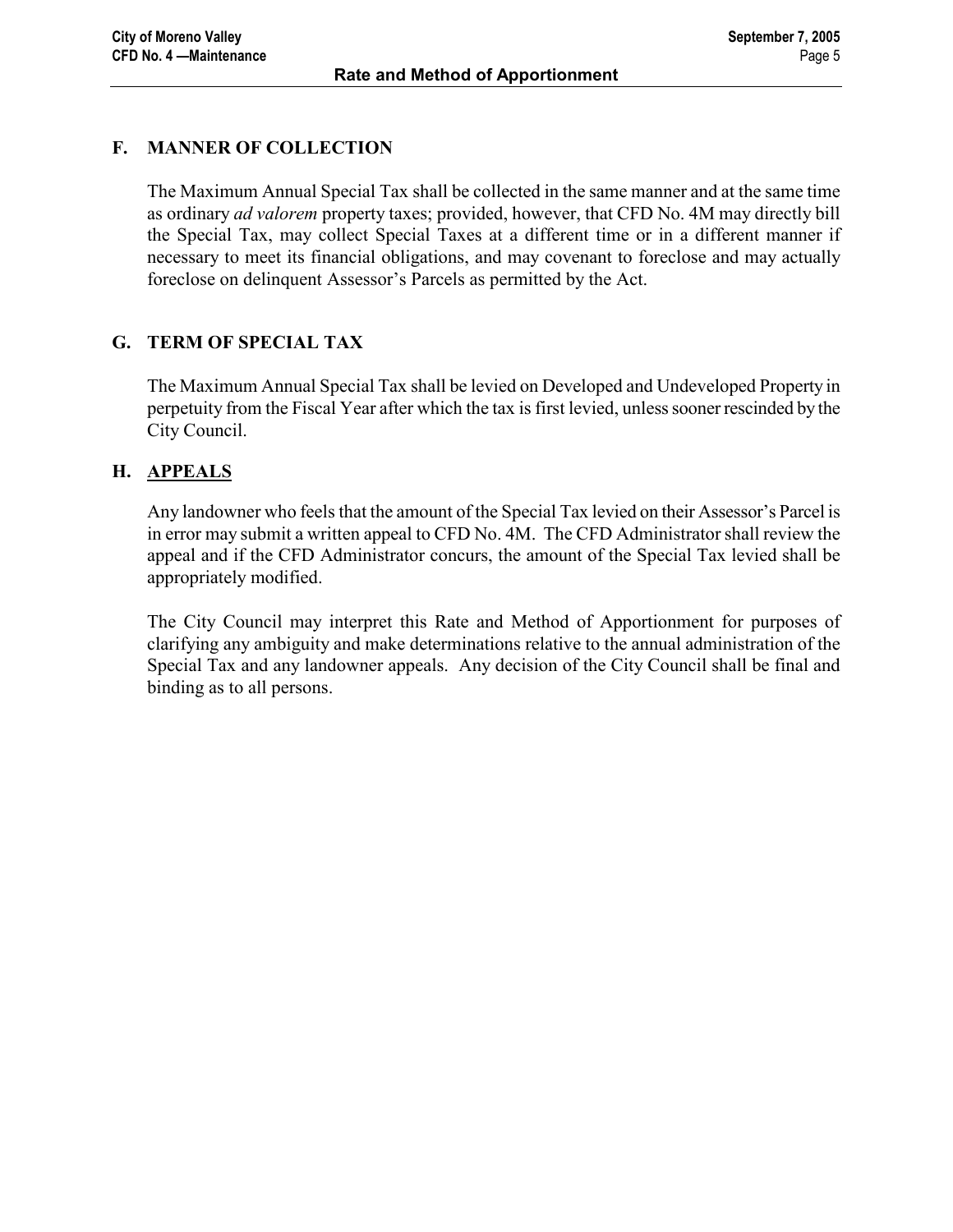## F. MANNER OF COLLECTION

The Maximum Annual Special Tax shall be collected in the same manner and at the same time as ordinary *ad valorem* property taxes; provided, however, that CFD No. 4M may directly bill the Special Tax, may collect Special Taxes at a different time or in a different manner if necessary to meet its financial obligations, and may covenant to foreclose and may actually foreclose on delinquent Assessor's Parcels as permitted by the Act.

## G. TERM OF SPECIAL TAX

The Maximum Annual Special Tax shall be levied on Developed and Undeveloped Property in perpetuity from the Fiscal Year after which the tax is first levied, unless sooner rescinded by the City Council.

## H. APPEALS

Any landowner who feels that the amount of the Special Tax levied on their Assessor's Parcel is in error may submit a written appeal to CFD No. 4M. The CFD Administrator shall review the appeal and if the CFD Administrator concurs, the amount of the Special Tax levied shall be appropriately modified.

The City Council may interpret this Rate and Method of Apportionment for purposes of clarifying any ambiguity and make determinations relative to the annual administration of the Special Tax and any landowner appeals. Any decision of the City Council shall be final and binding as to all persons.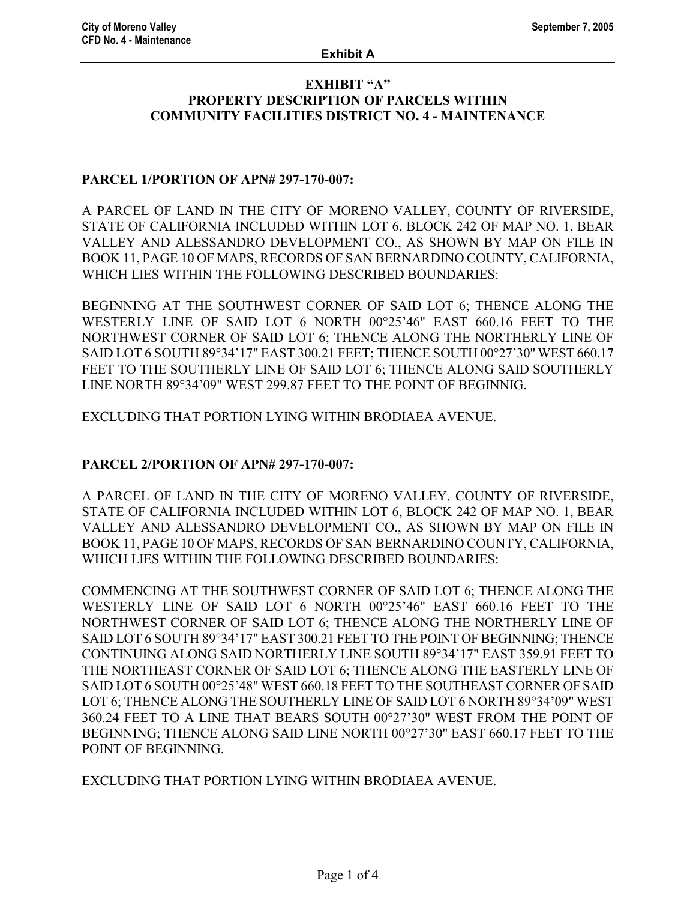# EXHIBIT "A"
## PROPERTY DESCRIPTION OF PARCELS WITHIN COMMUNITY FACILITIES DISTRICT NO. 4 - MAINTENANCE

**PARCEL 1/PORTION OF APN# 297-170-007:**

A PARCEL OF LAND IN THE CITY OF MORENO VALLEY, COUNTY OF RIVERSIDE, STATE OF CALIFORNIA INCLUDED WITHIN LOT 6, BLOCK 242 OF MAP NO. 1, BEAR VALLEY AND ALESSANDRO DEVELOPMENT CO., AS SHOWN BY MAP ON FILE IN BOOK 11, PAGE 10 OF MAPS, RECORDS OF SAN BERNARDINO COUNTY, CALIFORNIA, WHICH LIES WITHIN THE FOLLOWING DESCRIBED BOUNDARIES:

BEGINNING AT THE SOUTHWEST CORNER OF SAID LOT 6; THENCE ALONG THE WESTERLY LINE OF SAID LOT 6 NORTH 00°25'46" EAST 660.16 FEET TO THE NORTHWEST CORNER OF SAID LOT 6; THENCE ALONG THE NORTHERLY LINE OF SAID LOT 6 SOUTH 89°34'17" EAST 300.21 FEET; THENCE SOUTH 00°27'30" WEST 660.17 FEET TO THE SOUTHERLY LINE OF SAID LOT 6; THENCE ALONG SAID SOUTHERLY LINE NORTH 89°34'09" WEST 299.87 FEET TO THE POINT OF BEGINNIG.

EXCLUDING THAT PORTION LYING WITHIN BRODIAEA AVENUE.

**PARCEL 2/PORTION OF APN# 297-170-007:**

A PARCEL OF LAND IN THE CITY OF MORENO VALLEY, COUNTY OF RIVERSIDE, STATE OF CALIFORNIA INCLUDED WITHIN LOT 6, BLOCK 242 OF MAP NO. 1, BEAR VALLEY AND ALESSANDRO DEVELOPMENT CO., AS SHOWN BY MAP ON FILE IN BOOK 11, PAGE 10 OF MAPS, RECORDS OF SAN BERNARDINO COUNTY, CALIFORNIA, WHICH LIES WITHIN THE FOLLOWING DESCRIBED BOUNDARIES:

COMMENCING AT THE SOUTHWEST CORNER OF SAID LOT 6; THENCE ALONG THE WESTERLY LINE OF SAID LOT 6 NORTH 00°25'46" EAST 660.16 FEET TO THE NORTHWEST CORNER OF SAID LOT 6; THENCE ALONG THE NORTHERLY LINE OF SAID LOT 6 SOUTH 89°34'17" EAST 300.21 FEET TO THE POINT OF BEGINNING; THENCE CONTINUING ALONG SAID NORTHERLY LINE SOUTH 89°34'17" EAST 359.91 FEET TO THE NORTHEAST CORNER OF SAID LOT 6; THENCE ALONG THE EASTERLY LINE OF SAID LOT 6 SOUTH 00°25'48" WEST 660.18 FEET TO THE SOUTHEAST CORNER OF SAID LOT 6; THENCE ALONG THE SOUTHERLY LINE OF SAID LOT 6 NORTH 89°34'09" WEST 360.24 FEET TO A LINE THAT BEARS SOUTH 00°27'30" WEST FROM THE POINT OF BEGINNING; THENCE ALONG SAID LINE NORTH 00°27'30" EAST 660.17 FEET TO THE POINT OF BEGINNING.

EXCLUDING THAT PORTION LYING WITHIN BRODIAEA AVENUE.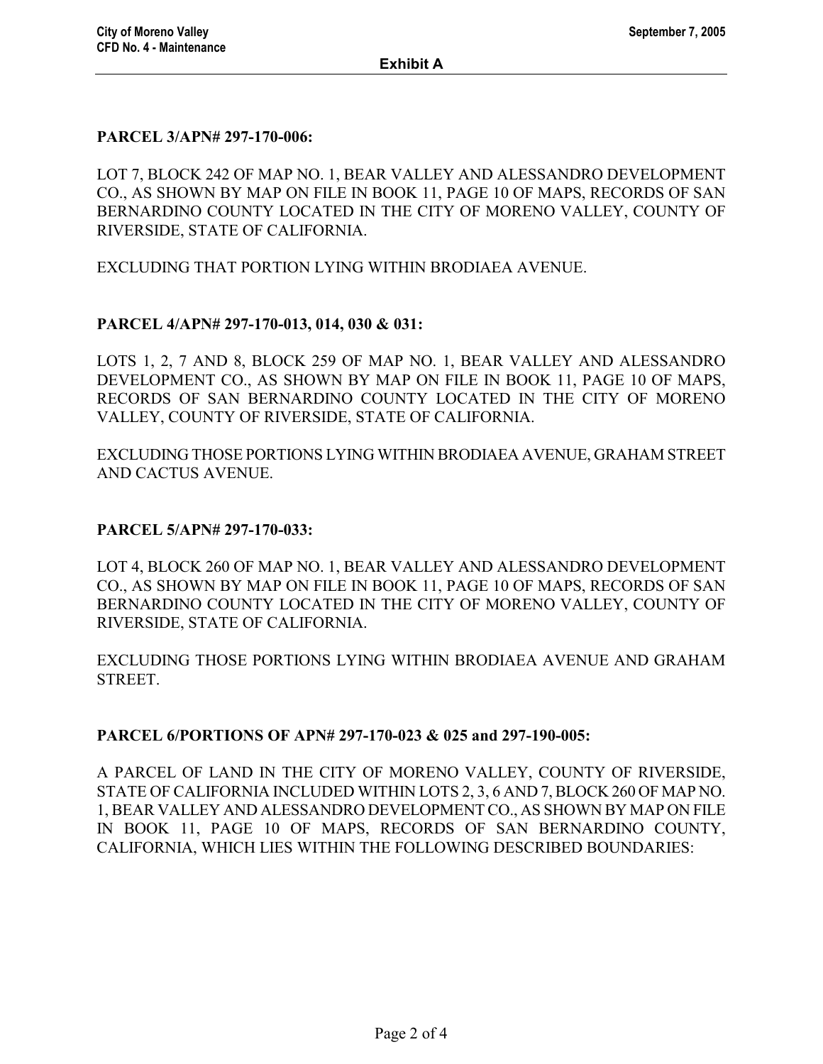**Exhibit A**

**PARCEL 3/APN# 297-170-006:**

LOT 7, BLOCK 242 OF MAP NO. 1, BEAR VALLEY AND ALESSANDRO DEVELOPMENT CO., AS SHOWN BY MAP ON FILE IN BOOK 11, PAGE 10 OF MAPS, RECORDS OF SAN BERNARDINO COUNTY LOCATED IN THE CITY OF MORENO VALLEY, COUNTY OF RIVERSIDE, STATE OF CALIFORNIA.

EXCLUDING THAT PORTION LYING WITHIN BRODIAEA AVENUE.

**PARCEL 4/APN# 297-170-013, 014, 030 & 031:**

LOTS 1, 2, 7 AND 8, BLOCK 259 OF MAP NO. 1, BEAR VALLEY AND ALESSANDRO DEVELOPMENT CO., AS SHOWN BY MAP ON FILE IN BOOK 11, PAGE 10 OF MAPS, RECORDS OF SAN BERNARDINO COUNTY LOCATED IN THE CITY OF MORENO VALLEY, COUNTY OF RIVERSIDE, STATE OF CALIFORNIA.

EXCLUDING THOSE PORTIONS LYING WITHIN BRODIAEA AVENUE, GRAHAM STREET AND CACTUS AVENUE.

**PARCEL 5/APN# 297-170-033:**

LOT 4, BLOCK 260 OF MAP NO. 1, BEAR VALLEY AND ALESSANDRO DEVELOPMENT CO., AS SHOWN BY MAP ON FILE IN BOOK 11, PAGE 10 OF MAPS, RECORDS OF SAN BERNARDINO COUNTY LOCATED IN THE CITY OF MORENO VALLEY, COUNTY OF RIVERSIDE, STATE OF CALIFORNIA.

EXCLUDING THOSE PORTIONS LYING WITHIN BRODIAEA AVENUE AND GRAHAM STREET.

**PARCEL 6/PORTIONS OF APN# 297-170-023 & 025 and 297-190-005:**

A PARCEL OF LAND IN THE CITY OF MORENO VALLEY, COUNTY OF RIVERSIDE, STATE OF CALIFORNIA INCLUDED WITHIN LOTS 2, 3, 6 AND 7, BLOCK 260 OF MAP NO. 1, BEAR VALLEY AND ALESSANDRO DEVELOPMENT CO., AS SHOWN BY MAP ON FILE IN BOOK 11, PAGE 10 OF MAPS, RECORDS OF SAN BERNARDINO COUNTY, CALIFORNIA, WHICH LIES WITHIN THE FOLLOWING DESCRIBED BOUNDARIES: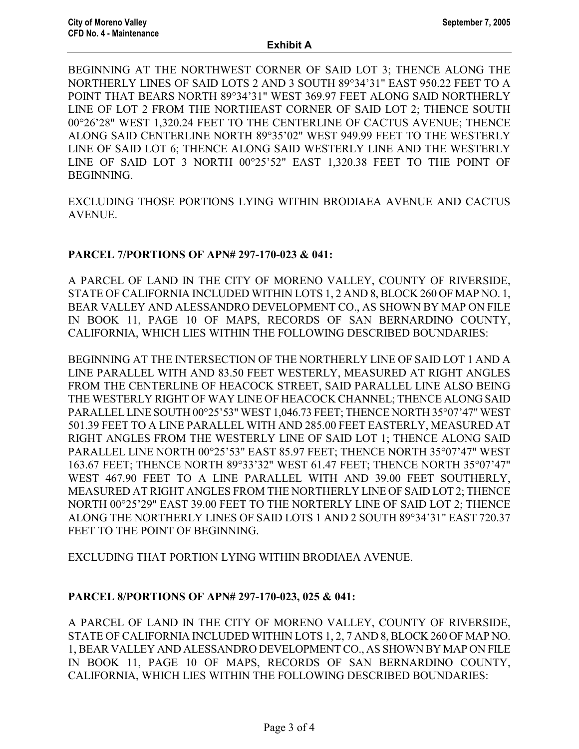BEGINNING AT THE NORTHWEST CORNER OF SAID LOT 3; THENCE ALONG THE NORTHERLY LINES OF SAID LOTS 2 AND 3 SOUTH 89°34'31" EAST 950.22 FEET TO A POINT THAT BEARS NORTH 89°34'31" WEST 369.97 FEET ALONG SAID NORTHERLY LINE OF LOT 2 FROM THE NORTHEAST CORNER OF SAID LOT 2; THENCE SOUTH 00°26'28" WEST 1,320.24 FEET TO THE CENTERLINE OF CACTUS AVENUE; THENCE ALONG SAID CENTERLINE NORTH 89°35'02" WEST 949.99 FEET TO THE WESTERLY LINE OF SAID LOT 6; THENCE ALONG SAID WESTERLY LINE AND THE WESTERLY LINE OF SAID LOT 3 NORTH 00°25'52" EAST 1,320.38 FEET TO THE POINT OF BEGINNING.

EXCLUDING THOSE PORTIONS LYING WITHIN BRODIAEA AVENUE AND CACTUS AVENUE.

**PARCEL 7/PORTIONS OF APN# 297-170-023 & 041:**

A PARCEL OF LAND IN THE CITY OF MORENO VALLEY, COUNTY OF RIVERSIDE, STATE OF CALIFORNIA INCLUDED WITHIN LOTS 1, 2 AND 8, BLOCK 260 OF MAP NO. 1, BEAR VALLEY AND ALESSANDRO DEVELOPMENT CO., AS SHOWN BY MAP ON FILE IN BOOK 11, PAGE 10 OF MAPS, RECORDS OF SAN BERNARDINO COUNTY, CALIFORNIA, WHICH LIES WITHIN THE FOLLOWING DESCRIBED BOUNDARIES:

BEGINNING AT THE INTERSECTION OF THE NORTHERLY LINE OF SAID LOT 1 AND A LINE PARALLEL WITH AND 83.50 FEET WESTERLY, MEASURED AT RIGHT ANGLES FROM THE CENTERLINE OF HEACOCK STREET, SAID PARALLEL LINE ALSO BEING THE WESTERLY RIGHT OF WAY LINE OF HEACOCK CHANNEL; THENCE ALONG SAID PARALLEL LINE SOUTH 00°25'53" WEST 1,046.73 FEET; THENCE NORTH 35°07'47" WEST 501.39 FEET TO A LINE PARALLEL WITH AND 285.00 FEET EASTERLY, MEASURED AT RIGHT ANGLES FROM THE WESTERLY LINE OF SAID LOT 1; THENCE ALONG SAID PARALLEL LINE NORTH 00°25'53" EAST 85.97 FEET; THENCE NORTH 35°07'47" WEST 163.67 FEET; THENCE NORTH 89°33'32" WEST 61.47 FEET; THENCE NORTH 35°07'47" WEST 467.90 FEET TO A LINE PARALLEL WITH AND 39.00 FEET SOUTHERLY, MEASURED AT RIGHT ANGLES FROM THE NORTHERLY LINE OF SAID LOT 2; THENCE NORTH 00°25'29" EAST 39.00 FEET TO THE NORTERLY LINE OF SAID LOT 2; THENCE ALONG THE NORTHERLY LINES OF SAID LOTS 1 AND 2 SOUTH 89°34'31" EAST 720.37 FEET TO THE POINT OF BEGINNING.

EXCLUDING THAT PORTION LYING WITHIN BRODIAEA AVENUE.

**PARCEL 8/PORTIONS OF APN# 297-170-023, 025 & 041:**

A PARCEL OF LAND IN THE CITY OF MORENO VALLEY, COUNTY OF RIVERSIDE, STATE OF CALIFORNIA INCLUDED WITHIN LOTS 1, 2, 7 AND 8, BLOCK 260 OF MAP NO. 1, BEAR VALLEY AND ALESSANDRO DEVELOPMENT CO., AS SHOWN BY MAP ON FILE IN BOOK 11, PAGE 10 OF MAPS, RECORDS OF SAN BERNARDINO COUNTY, CALIFORNIA, WHICH LIES WITHIN THE FOLLOWING DESCRIBED BOUNDARIES: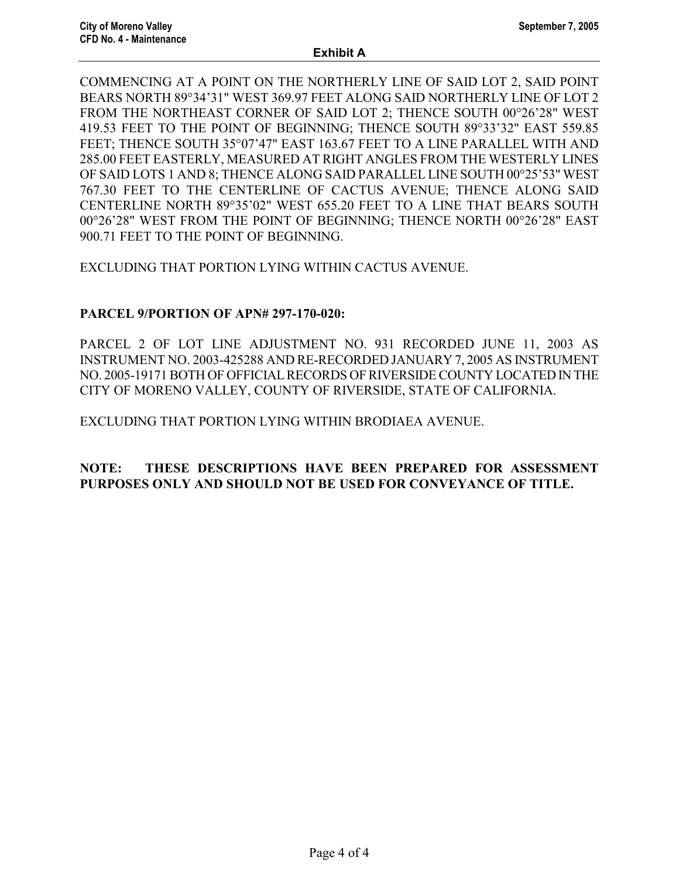COMMENCING AT A POINT ON THE NORTHERLY LINE OF SAID LOT 2, SAID POINT BEARS NORTH 89°34’31" WEST 369.97 FEET ALONG SAID NORTHERLY LINE OF LOT 2 FROM THE NORTHEAST CORNER OF SAID LOT 2; THENCE SOUTH 00°26’28" WEST 419.53 FEET TO THE POINT OF BEGINNING; THENCE SOUTH 89°33’32" EAST 559.85 FEET; THENCE SOUTH 35°07’47" EAST 163.67 FEET TO A LINE PARALLEL WITH AND 285.00 FEET EASTERLY, MEASURED AT RIGHT ANGLES FROM THE WESTERLY LINES OF SAID LOTS 1 AND 8; THENCE ALONG SAID PARALLEL LINE SOUTH 00°25’53" WEST 767.30 FEET TO THE CENTERLINE OF CACTUS AVENUE; THENCE ALONG SAID CENTERLINE NORTH 89°35’02" WEST 655.20 FEET TO A LINE THAT BEARS SOUTH 00°26’28" WEST FROM THE POINT OF BEGINNING; THENCE NORTH 00°26’28" EAST 900.71 FEET TO THE POINT OF BEGINNING.

EXCLUDING THAT PORTION LYING WITHIN CACTUS AVENUE.

**PARCEL 9/PORTION OF APN# 297-170-020:**

PARCEL 2 OF LOT LINE ADJUSTMENT NO. 931 RECORDED JUNE 11, 2003 AS INSTRUMENT NO. 2003-425288 AND RE-RECORDED JANUARY 7, 2005 AS INSTRUMENT NO. 2005-19171 BOTH OF OFFICIAL RECORDS OF RIVERSIDE COUNTY LOCATED IN THE CITY OF MORENO VALLEY, COUNTY OF RIVERSIDE, STATE OF CALIFORNIA.

EXCLUDING THAT PORTION LYING WITHIN BRODIAEA AVENUE.

**NOTE: THESE DESCRIPTIONS HAVE BEEN PREPARED FOR ASSESSMENT PURPOSES ONLY AND SHOULD NOT BE USED FOR CONVEYANCE OF TITLE.**